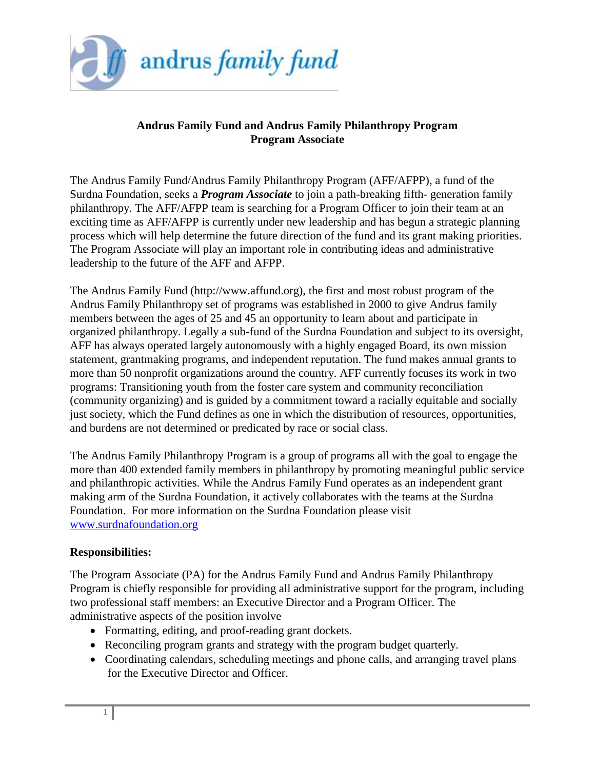andrus family fund

**Andrus Family Fund and Andrus Family Philanthropy Program**
**Program Associate**

The Andrus Family Fund/Andrus Family Philanthropy Program (AFF/AFPP), a fund of the Surdna Foundation, seeks a ***Program Associate*** to join a path-breaking fifth- generation family philanthropy. The AFF/AFPP team is searching for a Program Officer to join their team at an exciting time as AFF/AFPP is currently under new leadership and has begun a strategic planning process which will help determine the future direction of the fund and its grant making priorities. The Program Associate will play an important role in contributing ideas and administrative leadership to the future of the AFF and AFPP.

The Andrus Family Fund (http://www.affund.org), the first and most robust program of the Andrus Family Philanthropy set of programs was established in 2000 to give Andrus family members between the ages of 25 and 45 an opportunity to learn about and participate in organized philanthropy. Legally a sub-fund of the Surdna Foundation and subject to its oversight, AFF has always operated largely autonomously with a highly engaged Board, its own mission statement, grantmaking programs, and independent reputation. The fund makes annual grants to more than 50 nonprofit organizations around the country. AFF currently focuses its work in two programs: Transitioning youth from the foster care system and community reconciliation (community organizing) and is guided by a commitment toward a racially equitable and socially just society, which the Fund defines as one in which the distribution of resources, opportunities, and burdens are not determined or predicated by race or social class.

The Andrus Family Philanthropy Program is a group of programs all with the goal to engage the more than 400 extended family members in philanthropy by promoting meaningful public service and philanthropic activities. While the Andrus Family Fund operates as an independent grant making arm of the Surdna Foundation, it actively collaborates with the teams at the Surdna Foundation. For more information on the Surdna Foundation please visit [www.surdnafoundation.org](http://www.surdnafoundation.org)

**Responsibilities:**

The Program Associate (PA) for the Andrus Family Fund and Andrus Family Philanthropy Program is chiefly responsible for providing all administrative support for the program, including two professional staff members: an Executive Director and a Program Officer. The administrative aspects of the position involve

- Formatting, editing, and proof-reading grant dockets.
- Reconciling program grants and strategy with the program budget quarterly.
- Coordinating calendars, scheduling meetings and phone calls, and arranging travel plans for the Executive Director and Officer.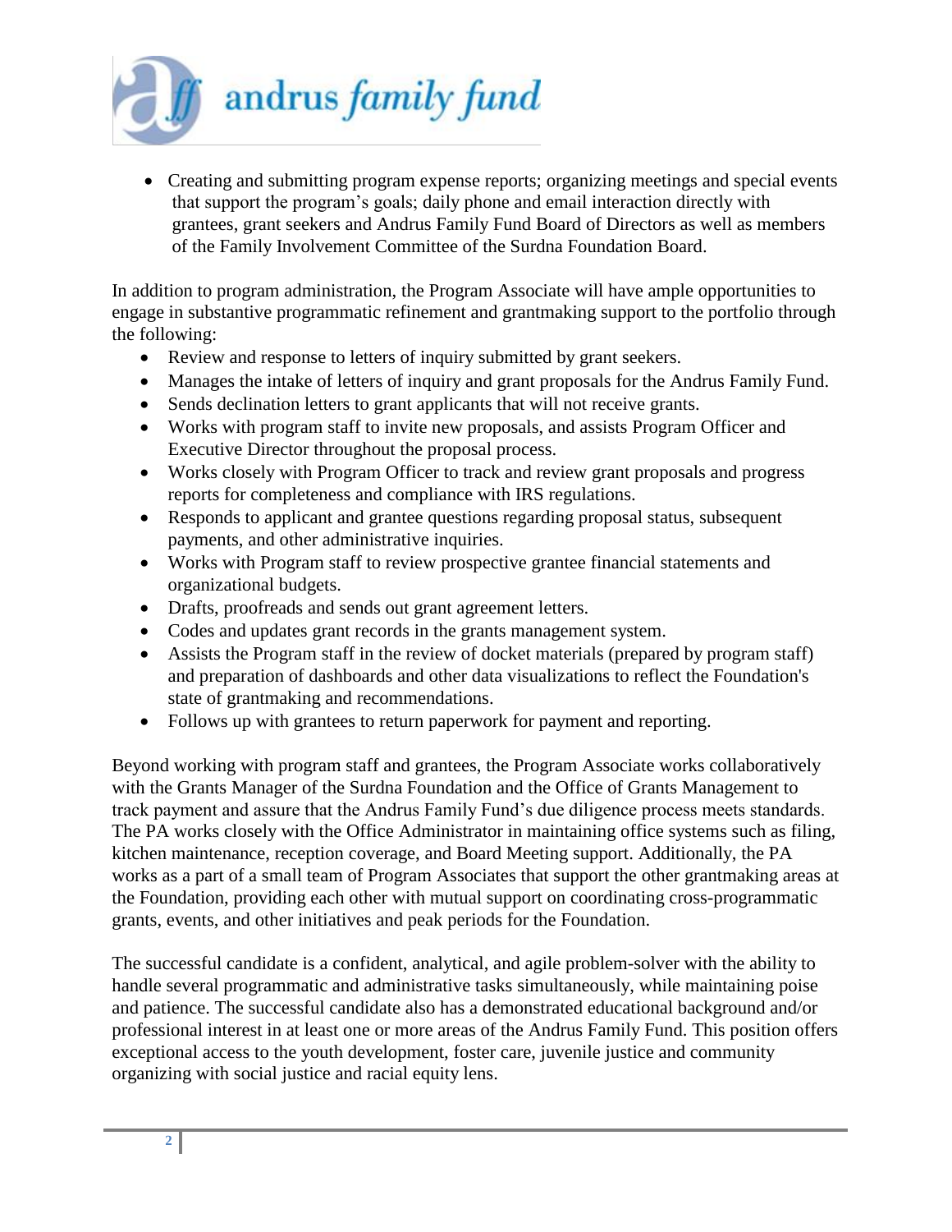- Creating and submitting program expense reports; organizing meetings and special events that support the program's goals; daily phone and email interaction directly with grantees, grant seekers and Andrus Family Fund Board of Directors as well as members of the Family Involvement Committee of the Surdna Foundation Board.

In addition to program administration, the Program Associate will have ample opportunities to engage in substantive programmatic refinement and grantmaking support to the portfolio through the following:

- Review and response to letters of inquiry submitted by grant seekers.
- Manages the intake of letters of inquiry and grant proposals for the Andrus Family Fund.
- Sends declination letters to grant applicants that will not receive grants.
- Works with program staff to invite new proposals, and assists Program Officer and Executive Director throughout the proposal process.
- Works closely with Program Officer to track and review grant proposals and progress reports for completeness and compliance with IRS regulations.
- Responds to applicant and grantee questions regarding proposal status, subsequent payments, and other administrative inquiries.
- Works with Program staff to review prospective grantee financial statements and organizational budgets.
- Drafts, proofreads and sends out grant agreement letters.
- Codes and updates grant records in the grants management system.
- Assists the Program staff in the review of docket materials (prepared by program staff) and preparation of dashboards and other data visualizations to reflect the Foundation's state of grantmaking and recommendations.
- Follows up with grantees to return paperwork for payment and reporting.

Beyond working with program staff and grantees, the Program Associate works collaboratively with the Grants Manager of the Surdna Foundation and the Office of Grants Management to track payment and assure that the Andrus Family Fund's due diligence process meets standards. The PA works closely with the Office Administrator in maintaining office systems such as filing, kitchen maintenance, reception coverage, and Board Meeting support. Additionally, the PA works as a part of a small team of Program Associates that support the other grantmaking areas at the Foundation, providing each other with mutual support on coordinating cross-programmatic grants, events, and other initiatives and peak periods for the Foundation.

The successful candidate is a confident, analytical, and agile problem-solver with the ability to handle several programmatic and administrative tasks simultaneously, while maintaining poise and patience. The successful candidate also has a demonstrated educational background and/or professional interest in at least one or more areas of the Andrus Family Fund. This position offers exceptional access to the youth development, foster care, juvenile justice and community organizing with social justice and racial equity lens.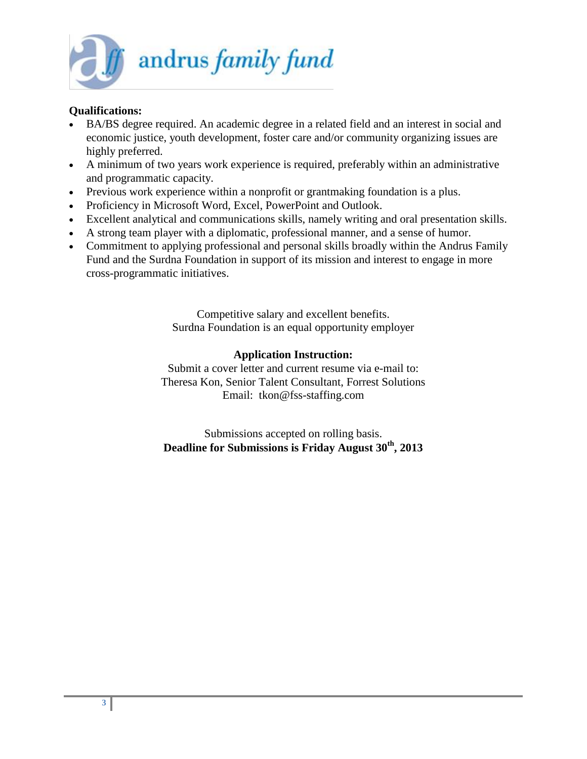**Qualifications:**

- BA/BS degree required. An academic degree in a related field and an interest in social and economic justice, youth development, foster care and/or community organizing issues are highly preferred.
- A minimum of two years work experience is required, preferably within an administrative and programmatic capacity.
- Previous work experience within a nonprofit or grantmaking foundation is a plus.
- Proficiency in Microsoft Word, Excel, PowerPoint and Outlook.
- Excellent analytical and communications skills, namely writing and oral presentation skills.
- A strong team player with a diplomatic, professional manner, and a sense of humor.
- Commitment to applying professional and personal skills broadly within the Andrus Family Fund and the Surdna Foundation in support of its mission and interest to engage in more cross-programmatic initiatives.

Competitive salary and excellent benefits.
Surdna Foundation is an equal opportunity employer

**Application Instruction:**

Submit a cover letter and current resume via e-mail to:
Theresa Kon, Senior Talent Consultant, Forrest Solutions
Email: tkon@fss-staffing.com

Submissions accepted on rolling basis.
**Deadline for Submissions is Friday August 30th, 2013**